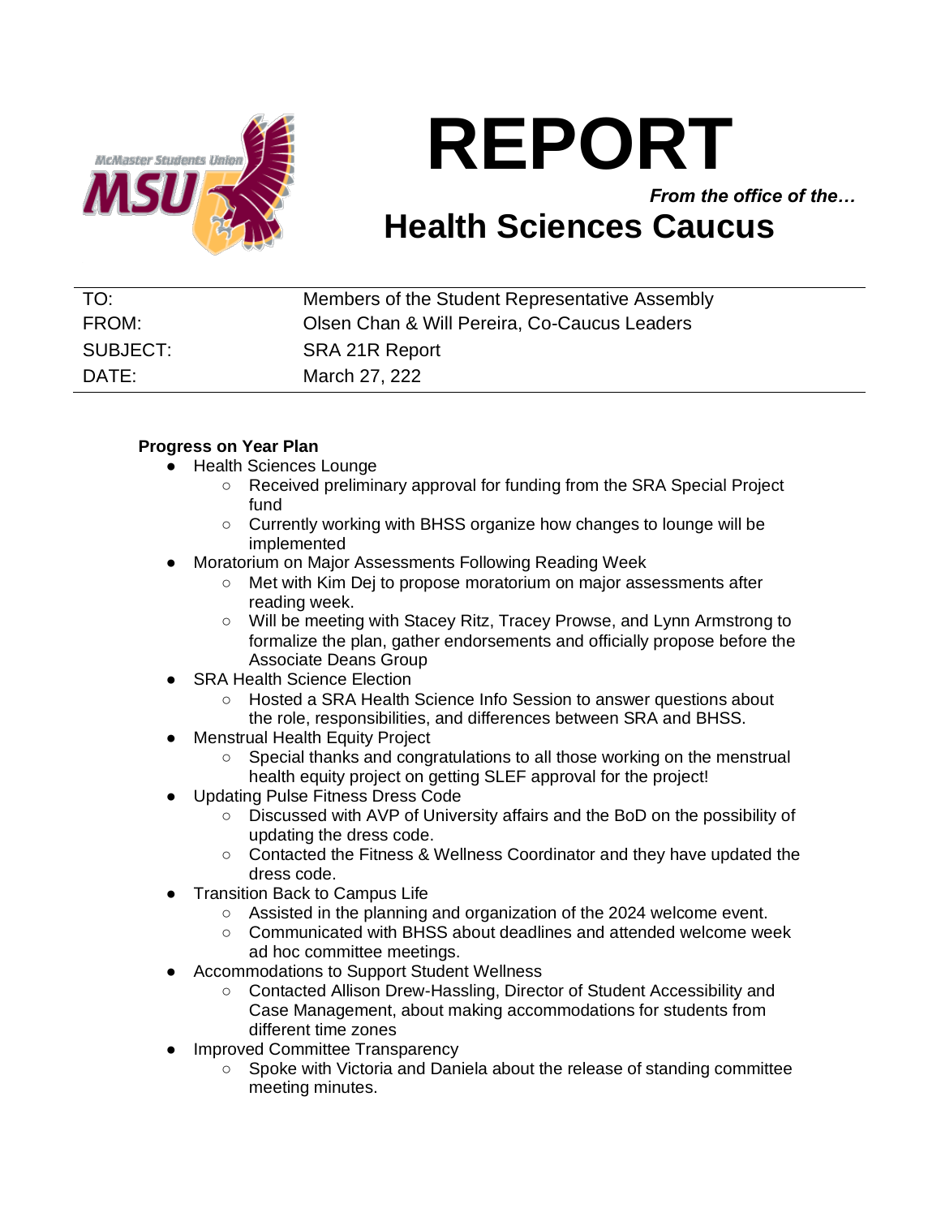# REPORT

*From the office of the…*

## Health Sciences Caucus

| | |
|---|---|
| TO: | Members of the Student Representative Assembly |
| FROM: | Olsen Chan & Will Pereira, Co-Caucus Leaders |
| SUBJECT: | SRA 21R Report |
| DATE: | March 27, 222 |

**Progress on Year Plan**

- Health Sciences Lounge
  - Received preliminary approval for funding from the SRA Special Project fund
  - Currently working with BHSS organize how changes to lounge will be implemented
- Moratorium on Major Assessments Following Reading Week
  - Met with Kim Dej to propose moratorium on major assessments after reading week.
  - Will be meeting with Stacey Ritz, Tracey Prowse, and Lynn Armstrong to formalize the plan, gather endorsements and officially propose before the Associate Deans Group
- SRA Health Science Election
  - Hosted a SRA Health Science Info Session to answer questions about the role, responsibilities, and differences between SRA and BHSS.
- Menstrual Health Equity Project
  - Special thanks and congratulations to all those working on the menstrual health equity project on getting SLEF approval for the project!
- Updating Pulse Fitness Dress Code
  - Discussed with AVP of University affairs and the BoD on the possibility of updating the dress code.
  - Contacted the Fitness & Wellness Coordinator and they have updated the dress code.
- Transition Back to Campus Life
  - Assisted in the planning and organization of the 2024 welcome event.
  - Communicated with BHSS about deadlines and attended welcome week ad hoc committee meetings.
- Accommodations to Support Student Wellness
  - Contacted Allison Drew-Hassling, Director of Student Accessibility and Case Management, about making accommodations for students from different time zones
- Improved Committee Transparency
  - Spoke with Victoria and Daniela about the release of standing committee meeting minutes.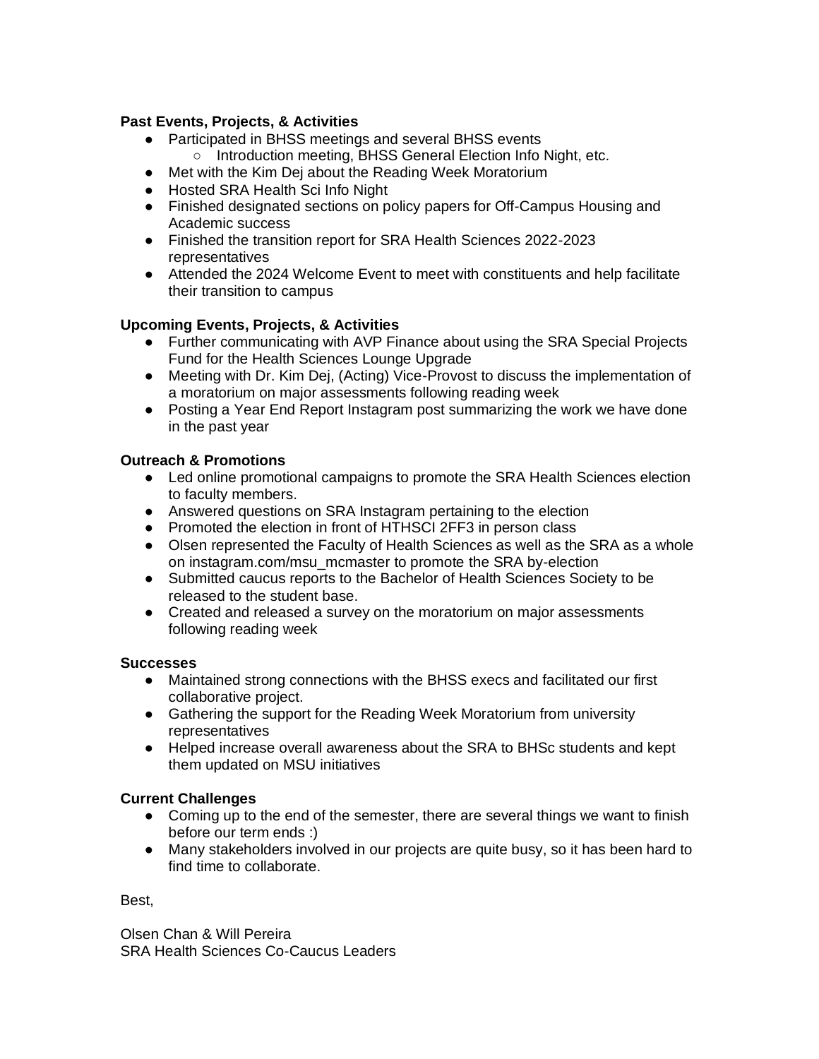**Past Events, Projects, & Activities**

- Participated in BHSS meetings and several BHSS events
    - Introduction meeting, BHSS General Election Info Night, etc.
- Met with the Kim Dej about the Reading Week Moratorium
- Hosted SRA Health Sci Info Night
- Finished designated sections on policy papers for Off-Campus Housing and Academic success
- Finished the transition report for SRA Health Sciences 2022-2023 representatives
- Attended the 2024 Welcome Event to meet with constituents and help facilitate their transition to campus

**Upcoming Events, Projects, & Activities**

- Further communicating with AVP Finance about using the SRA Special Projects Fund for the Health Sciences Lounge Upgrade
- Meeting with Dr. Kim Dej, (Acting) Vice-Provost to discuss the implementation of a moratorium on major assessments following reading week
- Posting a Year End Report Instagram post summarizing the work we have done in the past year

**Outreach & Promotions**

- Led online promotional campaigns to promote the SRA Health Sciences election to faculty members.
- Answered questions on SRA Instagram pertaining to the election
- Promoted the election in front of HTHSCI 2FF3 in person class
- Olsen represented the Faculty of Health Sciences as well as the SRA as a whole on instagram.com/msu_mcmaster to promote the SRA by-election
- Submitted caucus reports to the Bachelor of Health Sciences Society to be released to the student base.
- Created and released a survey on the moratorium on major assessments following reading week

**Successes**

- Maintained strong connections with the BHSS execs and facilitated our first collaborative project.
- Gathering the support for the Reading Week Moratorium from university representatives
- Helped increase overall awareness about the SRA to BHSc students and kept them updated on MSU initiatives

**Current Challenges**

- Coming up to the end of the semester, there are several things we want to finish before our term ends :)
- Many stakeholders involved in our projects are quite busy, so it has been hard to find time to collaborate.

Best,

Olsen Chan & Will Pereira
SRA Health Sciences Co-Caucus Leaders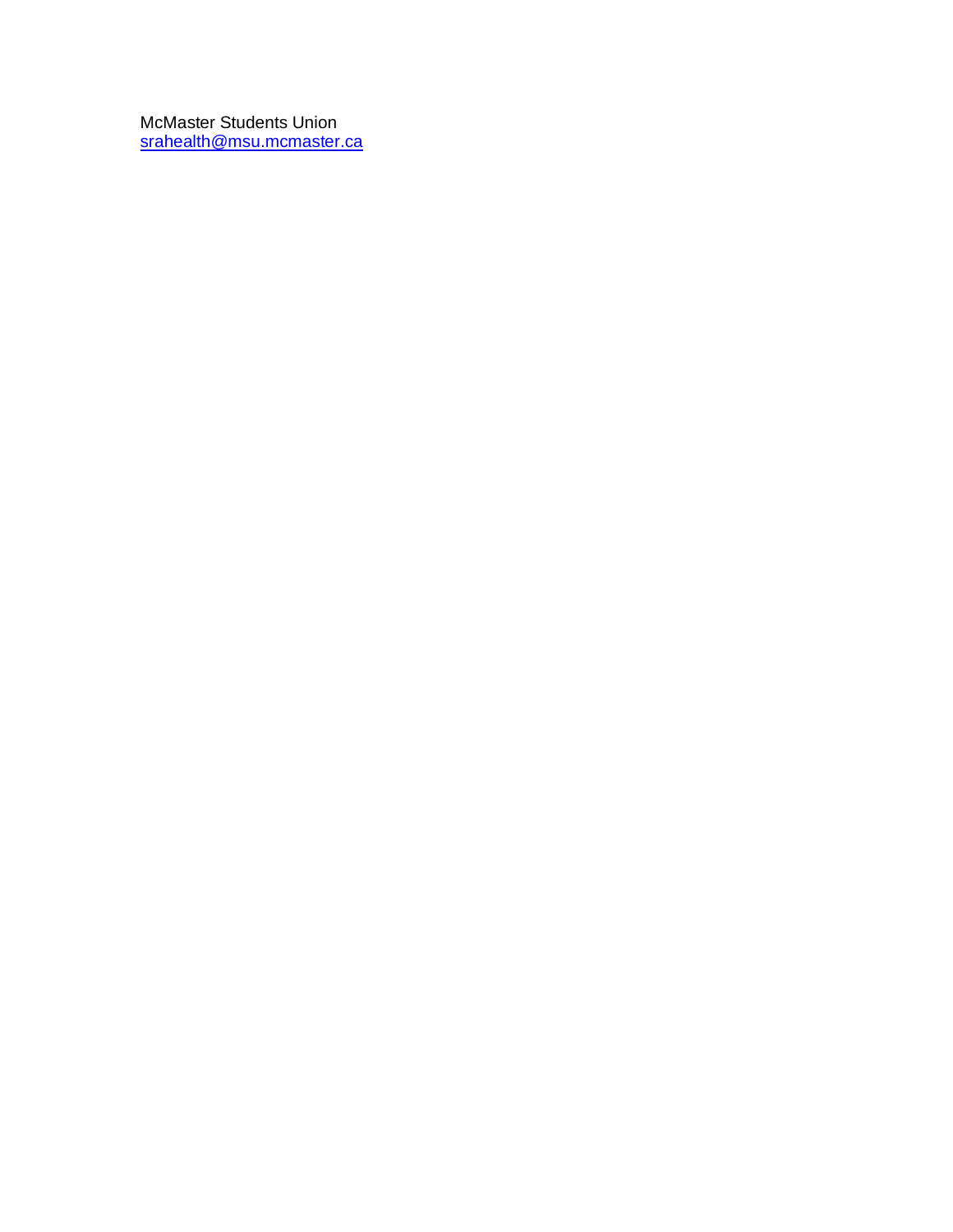McMaster Students Union
srahealth@msu.mcmaster.ca